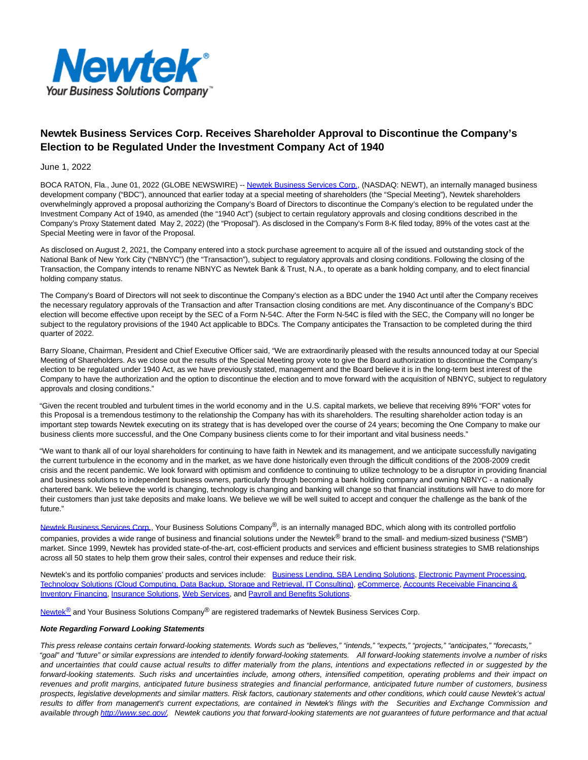# Newtek Business Services Corp. Receives Shareholder Approval to Discontinue the Company's Election to be Regulated Under the Investment Company Act of 1940

June 1, 2022

BOCA RATON, Fla., June 01, 2022 (GLOBE NEWSWIRE) -- Newtek Business Services Corp., (NASDAQ: NEWT), an internally managed business development company ("BDC"), announced that earlier today at a special meeting of shareholders (the "Special Meeting"), Newtek shareholders overwhelmingly approved a proposal authorizing the Company's Board of Directors to discontinue the Company's election to be regulated under the Investment Company Act of 1940, as amended (the "1940 Act") (subject to certain regulatory approvals and closing conditions described in the Company's Proxy Statement dated May 2, 2022) (the "Proposal"). As disclosed in the Company's Form 8-K filed today, 89% of the votes cast at the Special Meeting were in favor of the Proposal.

As disclosed on August 2, 2021, the Company entered into a stock purchase agreement to acquire all of the issued and outstanding stock of the National Bank of New York City ("NBNYC") (the "Transaction"), subject to regulatory approvals and closing conditions. Following the closing of the Transaction, the Company intends to rename NBNYC as Newtek Bank & Trust, N.A., to operate as a bank holding company, and to elect financial holding company status.

The Company's Board of Directors will not seek to discontinue the Company's election as a BDC under the 1940 Act until after the Company receives the necessary regulatory approvals of the Transaction and after Transaction closing conditions are met. Any discontinuance of the Company's BDC election will become effective upon receipt by the SEC of a Form N-54C. After the Form N-54C is filed with the SEC, the Company will no longer be subject to the regulatory provisions of the 1940 Act applicable to BDCs. The Company anticipates the Transaction to be completed during the third quarter of 2022.

Barry Sloane, Chairman, President and Chief Executive Officer said, "We are extraordinarily pleased with the results announced today at our Special Meeting of Shareholders. As we close out the results of the Special Meeting proxy vote to give the Board authorization to discontinue the Company's election to be regulated under 1940 Act, as we have previously stated, management and the Board believe it is in the long-term best interest of the Company to have the authorization and the option to discontinue the election and to move forward with the acquisition of NBNYC, subject to regulatory approvals and closing conditions."

"Given the recent troubled and turbulent times in the world economy and in the U.S. capital markets, we believe that receiving 89% "FOR" votes for this Proposal is a tremendous testimony to the relationship the Company has with its shareholders. The resulting shareholder action today is an important step towards Newtek executing on its strategy that is has developed over the course of 24 years; becoming the One Company to make our business clients more successful, and the One Company business clients come to for their important and vital business needs."

"We want to thank all of our loyal shareholders for continuing to have faith in Newtek and its management, and we anticipate successfully navigating the current turbulence in the economy and in the market, as we have done historically even through the difficult conditions of the 2008-2009 credit crisis and the recent pandemic. We look forward with optimism and confidence to continuing to utilize technology to be a disruptor in providing financial and business solutions to independent business owners, particularly through becoming a bank holding company and owning NBNYC - a nationally chartered bank. We believe the world is changing, technology is changing and banking will change so that financial institutions will have to do more for their customers than just take deposits and make loans. We believe we will be well suited to accept and conquer the challenge as the bank of the future."

Newtek Business Services Corp., Your Business Solutions Company®, is an internally managed BDC, which along with its controlled portfolio companies, provides a wide range of business and financial solutions under the Newtek® brand to the small- and medium-sized business ("SMB") market. Since 1999, Newtek has provided state-of-the-art, cost-efficient products and services and efficient business strategies to SMB relationships across all 50 states to help them grow their sales, control their expenses and reduce their risk.

Newtek's and its portfolio companies' products and services include: Business Lending, SBA Lending Solutions, Electronic Payment Processing, Technology Solutions (Cloud Computing, Data Backup, Storage and Retrieval, IT Consulting), eCommerce, Accounts Receivable Financing & Inventory Financing, Insurance Solutions, Web Services, and Payroll and Benefits Solutions.

Newtek® and Your Business Solutions Company® are registered trademarks of Newtek Business Services Corp.

***Note Regarding Forward Looking Statements***

*This press release contains certain forward-looking statements. Words such as "believes," "intends," "expects," "projects," "anticipates," "forecasts," "goal" and "future" or similar expressions are intended to identify forward-looking statements. All forward-looking statements involve a number of risks and uncertainties that could cause actual results to differ materially from the plans, intentions and expectations reflected in or suggested by the forward-looking statements. Such risks and uncertainties include, among others, intensified competition, operating problems and their impact on revenues and profit margins, anticipated future business strategies and financial performance, anticipated future number of customers, business prospects, legislative developments and similar matters. Risk factors, cautionary statements and other conditions, which could cause Newtek's actual results to differ from management's current expectations, are contained in Newtek's filings with the Securities and Exchange Commission and available through http://www.sec.gov/. Newtek cautions you that forward-looking statements are not guarantees of future performance and that actual*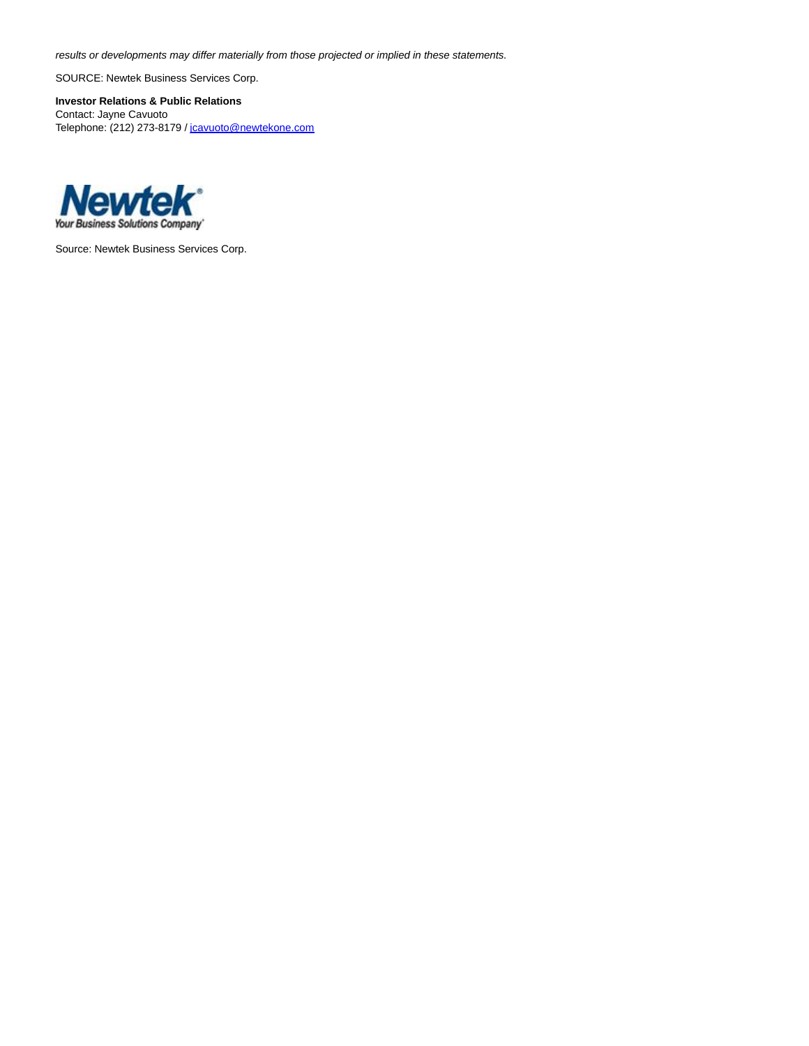*results or developments may differ materially from those projected or implied in these statements.*

SOURCE: Newtek Business Services Corp.

**Investor Relations & Public Relations**
Contact: Jayne Cavuoto
Telephone: (212) 273-8179 / jcavuoto@newtekone.com

Source: Newtek Business Services Corp.